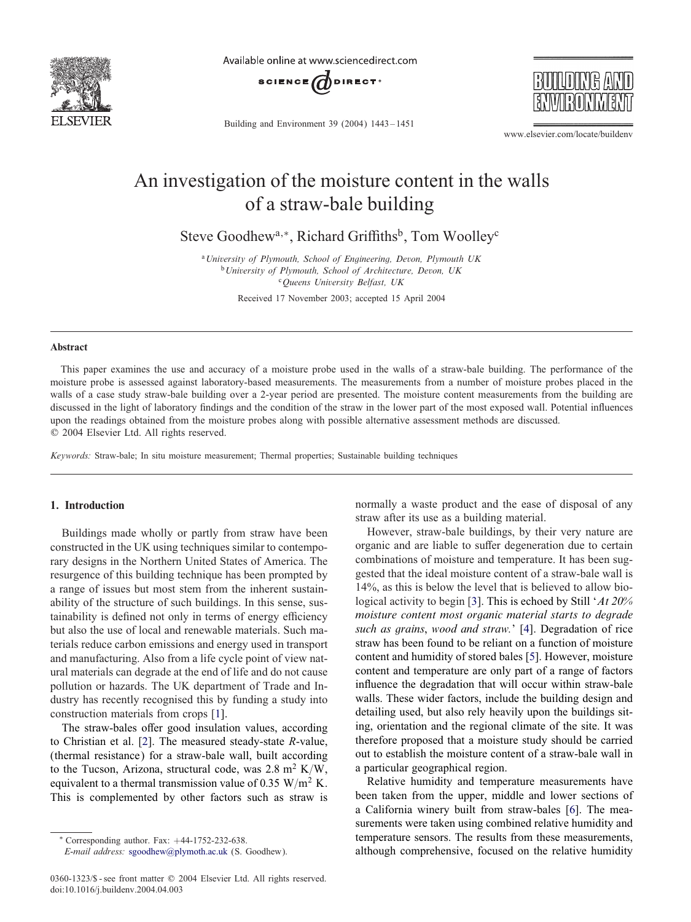# An investigation of the moisture content in the walls of a straw-bale building

Steve Goodhew[a,*], Richard Griffiths[b], Tom Woolley[c]

[a] *University of Plymouth, School of Engineering, Devon, Plymouth UK*
[b] *University of Plymouth, School of Architecture, Devon, UK*
[c] *Queens University Belfast, UK*

Received 17 November 2003; accepted 15 April 2004

## Abstract

This paper examines the use and accuracy of a moisture probe used in the walls of a straw-bale building. The performance of the moisture probe is assessed against laboratory-based measurements. The measurements from a number of moisture probes placed in the walls of a case study straw-bale building over a 2-year period are presented. The moisture content measurements from the building are discussed in the light of laboratory findings and the condition of the straw in the lower part of the most exposed wall. Potential influences upon the readings obtained from the moisture probes along with possible alternative assessment methods are discussed.
© 2004 Elsevier Ltd. All rights reserved.

*Keywords:* Straw-bale; In situ moisture measurement; Thermal properties; Sustainable building techniques

## 1. Introduction

Buildings made wholly or partly from straw have been constructed in the UK using techniques similar to contemporary designs in the Northern United States of America. The resurgence of this building technique has been prompted by a range of issues but most stem from the inherent sustainability of the structure of such buildings. In this sense, sustainability is defined not only in terms of energy efficiency but also the use of local and renewable materials. Such materials reduce carbon emissions and energy used in transport and manufacturing. Also from a life cycle point of view natural materials can degrade at the end of life and do not cause pollution or hazards. The UK department of Trade and Industry has recently recognised this by funding a study into construction materials from crops [1].

The straw-bales offer good insulation values, according to Christian et al. [2]. The measured steady-state *R*-value, (thermal resistance) for a straw-bale wall, built according to the Tucson, Arizona, structural code, was 2.8 $m^2$ K/W, equivalent to a thermal transmission value of 0.35 W/$m^2$ K. This is complemented by other factors such as straw is normally a waste product and the ease of disposal of any straw after its use as a building material.

However, straw-bale buildings, by their very nature are organic and are liable to suffer degeneration due to certain combinations of moisture and temperature. It has been suggested that the ideal moisture content of a straw-bale wall is 14%, as this is below the level that is believed to allow biological activity to begin [3]. This is echoed by Still '*At 20% moisture content most organic material starts to degrade such as grains, wood and straw.*' [4]. Degradation of rice straw has been found to be reliant on a function of moisture content and humidity of stored bales [5]. However, moisture content and temperature are only part of a range of factors influence the degradation that will occur within straw-bale walls. These wider factors, include the building design and detailing used, but also rely heavily upon the buildings siting, orientation and the regional climate of the site. It was therefore proposed that a moisture study should be carried out to establish the moisture content of a straw-bale wall in a particular geographical region.

Relative humidity and temperature measurements have been taken from the upper, middle and lower sections of a California winery built from straw-bales [6]. The measurements were taken using combined relative humidity and temperature sensors. The results from these measurements, although comprehensive, focused on the relative humidity

\* Corresponding author. Fax: +44-1752-232-638.
*E-mail address:* sgoodhew@plymoth.ac.uk (S. Goodhew).

0360-1323/$ - see front matter © 2004 Elsevier Ltd. All rights reserved.
doi:10.1016/j.buildenv.2004.04.003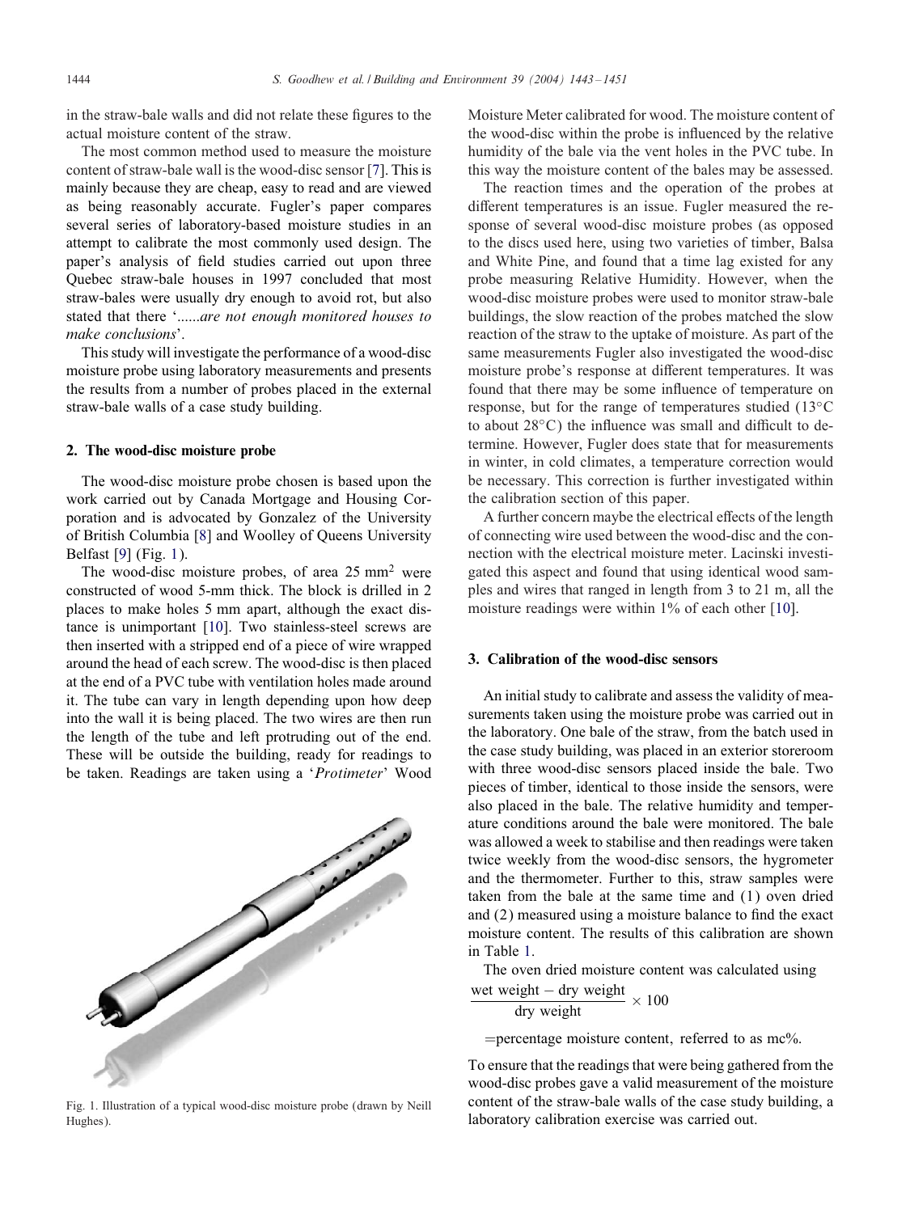in the straw-bale walls and did not relate these figures to the actual moisture content of the straw.

The most common method used to measure the moisture content of straw-bale wall is the wood-disc sensor [7]. This is mainly because they are cheap, easy to read and are viewed as being reasonably accurate. Fugler's paper compares several series of laboratory-based moisture studies in an attempt to calibrate the most commonly used design. The paper's analysis of field studies carried out upon three Quebec straw-bale houses in 1997 concluded that most straw-bales were usually dry enough to avoid rot, but also stated that there '*......are not enough monitored houses to make conclusions*'.

This study will investigate the performance of a wood-disc moisture probe using laboratory measurements and presents the results from a number of probes placed in the external straw-bale walls of a case study building.

## 2. The wood-disc moisture probe

The wood-disc moisture probe chosen is based upon the work carried out by Canada Mortgage and Housing Corporation and is advocated by Gonzalez of the University of British Columbia [8] and Woolley of Queens University Belfast [9] (Fig. 1).

The wood-disc moisture probes, of area 25 $mm^2$ were constructed of wood 5-mm thick. The block is drilled in 2 places to make holes 5 mm apart, although the exact distance is unimportant [10]. Two stainless-steel screws are then inserted with a stripped end of a piece of wire wrapped around the head of each screw. The wood-disc is then placed at the end of a PVC tube with ventilation holes made around it. The tube can vary in length depending upon how deep into the wall it is being placed. The two wires are then run the length of the tube and left protruding out of the end. These will be outside the building, ready for readings to be taken. Readings are taken using a '*Protimeter*' Wood Moisture Meter calibrated for wood. The moisture content of the wood-disc within the probe is influenced by the relative humidity of the bale via the vent holes in the PVC tube. In this way the moisture content of the bales may be assessed.

Fig. 1. Illustration of a typical wood-disc moisture probe (drawn by Neill Hughes).

The reaction times and the operation of the probes at different temperatures is an issue. Fugler measured the response of several wood-disc moisture probes (as opposed to the discs used here, using two varieties of timber, Balsa and White Pine, and found that a time lag existed for any probe measuring Relative Humidity. However, when the wood-disc moisture probes were used to monitor straw-bale buildings, the slow reaction of the probes matched the slow reaction of the straw to the uptake of moisture. As part of the same measurements Fugler also investigated the wood-disc moisture probe's response at different temperatures. It was found that there may be some influence of temperature on response, but for the range of temperatures studied (13°C to about 28°C) the influence was small and difficult to determine. However, Fugler does state that for measurements in winter, in cold climates, a temperature correction would be necessary. This correction is further investigated within the calibration section of this paper.

A further concern maybe the electrical effects of the length of connecting wire used between the wood-disc and the connection with the electrical moisture meter. Lacinski investigated this aspect and found that using identical wood samples and wires that ranged in length from 3 to 21 m, all the moisture readings were within 1% of each other [10].

## 3. Calibration of the wood-disc sensors

An initial study to calibrate and assess the validity of measurements taken using the moisture probe was carried out in the laboratory. One bale of the straw, from the batch used in the case study building, was placed in an exterior storeroom with three wood-disc sensors placed inside the bale. Two pieces of timber, identical to those inside the sensors, were also placed in the bale. The relative humidity and temperature conditions around the bale were monitored. The bale was allowed a week to stabilise and then readings were taken twice weekly from the wood-disc sensors, the hygrometer and the thermometer. Further to this, straw samples were taken from the bale at the same time and (1) oven dried and (2) measured using a moisture balance to find the exact moisture content. The results of this calibration are shown in Table 1.

The oven dried moisture content was calculated using

$$\frac{\text{wet weight} - \text{dry weight}}{\text{dry weight}} \times 100$$

=percentage moisture content, referred to as mc%.

To ensure that the readings that were being gathered from the wood-disc probes gave a valid measurement of the moisture content of the straw-bale walls of the case study building, a laboratory calibration exercise was carried out.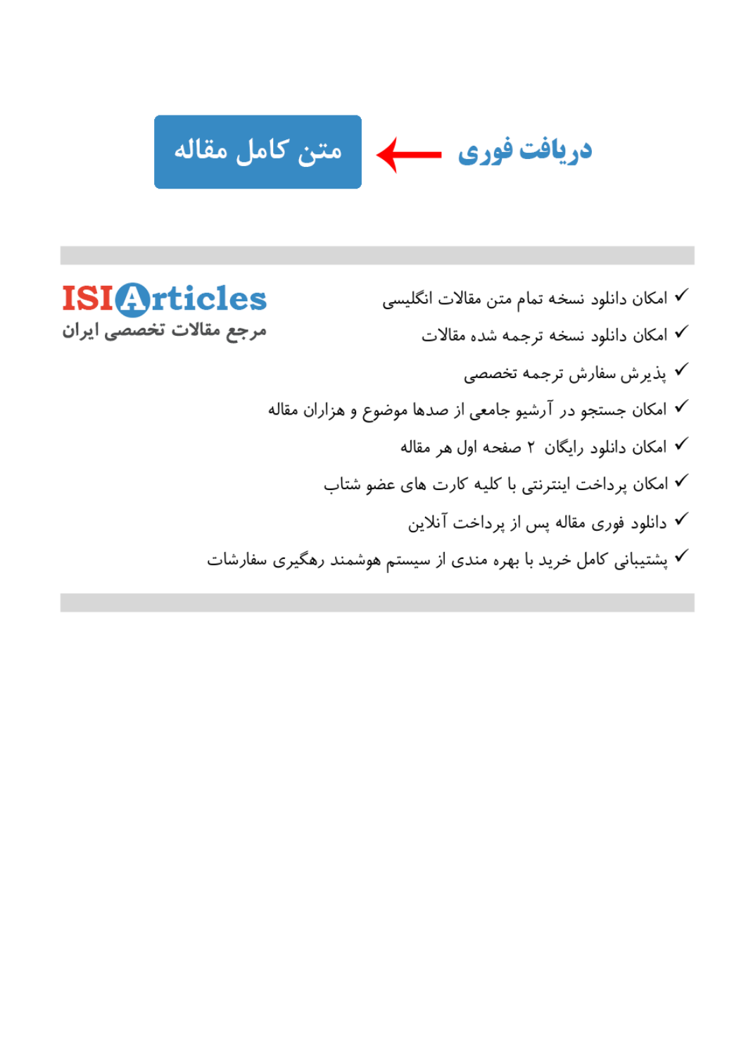دریافت فوری ← متن کامل مقاله

**ISIArticles**
مرجع مقالات تخصصی ایران

- ✓ امکان دانلود نسخه تمام متن مقالات انگلیسی
- ✓ امکان دانلود نسخه ترجمه شده مقالات
- ✓ پذیرش سفارش ترجمه تخصصی
- ✓ امکان جستجو در آرشیو جامعی از صدها موضوع و هزاران مقاله
- ✓ امکان دانلود رایگان ۲ صفحه اول هر مقاله
- ✓ امکان پرداخت اینترنتی با کلیه کارت های عضو شتاب
- ✓ دانلود فوری مقاله پس از پرداخت آنلاین
- ✓ پشتیبانی کامل خرید با بهره مندی از سیستم هوشمند رهگیری سفارشات